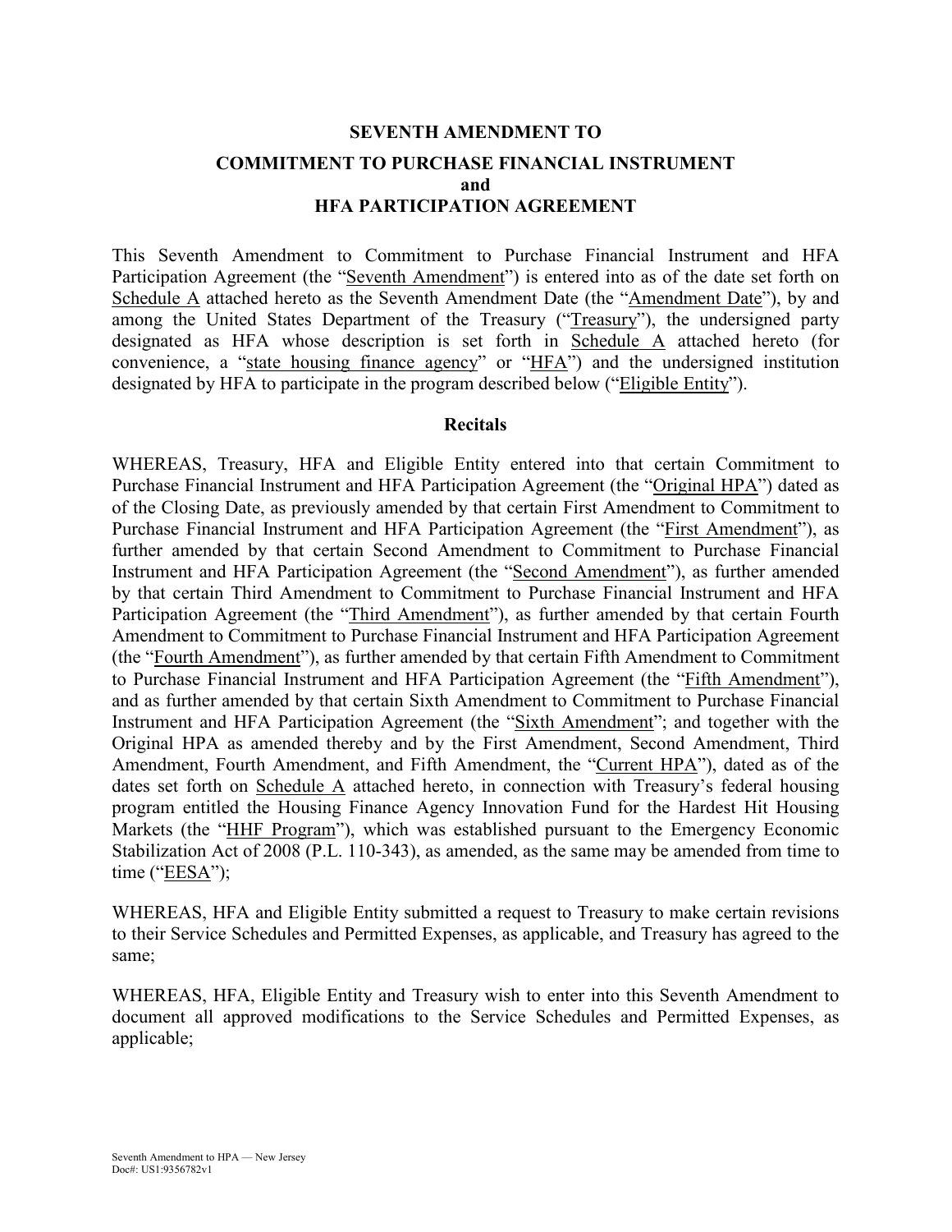# SEVENTH AMENDMENT TO

## COMMITMENT TO PURCHASE FINANCIAL INSTRUMENT and HFA PARTICIPATION AGREEMENT

This Seventh Amendment to Commitment to Purchase Financial Instrument and HFA Participation Agreement (the "Seventh Amendment") is entered into as of the date set forth on Schedule A attached hereto as the Seventh Amendment Date (the "Amendment Date"), by and among the United States Department of the Treasury ("Treasury"), the undersigned party designated as HFA whose description is set forth in Schedule A attached hereto (for convenience, a "state housing finance agency" or "HFA") and the undersigned institution designated by HFA to participate in the program described below ("Eligible Entity").

### Recitals

WHEREAS, Treasury, HFA and Eligible Entity entered into that certain Commitment to Purchase Financial Instrument and HFA Participation Agreement (the "Original HPA") dated as of the Closing Date, as previously amended by that certain First Amendment to Commitment to Purchase Financial Instrument and HFA Participation Agreement (the "First Amendment"), as further amended by that certain Second Amendment to Commitment to Purchase Financial Instrument and HFA Participation Agreement (the "Second Amendment"), as further amended by that certain Third Amendment to Commitment to Purchase Financial Instrument and HFA Participation Agreement (the "Third Amendment"), as further amended by that certain Fourth Amendment to Commitment to Purchase Financial Instrument and HFA Participation Agreement (the "Fourth Amendment"), as further amended by that certain Fifth Amendment to Commitment to Purchase Financial Instrument and HFA Participation Agreement (the "Fifth Amendment"), and as further amended by that certain Sixth Amendment to Commitment to Purchase Financial Instrument and HFA Participation Agreement (the "Sixth Amendment"; and together with the Original HPA as amended thereby and by the First Amendment, Second Amendment, Third Amendment, Fourth Amendment, and Fifth Amendment, the "Current HPA"), dated as of the dates set forth on Schedule A attached hereto, in connection with Treasury's federal housing program entitled the Housing Finance Agency Innovation Fund for the Hardest Hit Housing Markets (the "HHF Program"), which was established pursuant to the Emergency Economic Stabilization Act of 2008 (P.L. 110-343), as amended, as the same may be amended from time to time ("EESA");

WHEREAS, HFA and Eligible Entity submitted a request to Treasury to make certain revisions to their Service Schedules and Permitted Expenses, as applicable, and Treasury has agreed to the same;

WHEREAS, HFA, Eligible Entity and Treasury wish to enter into this Seventh Amendment to document all approved modifications to the Service Schedules and Permitted Expenses, as applicable;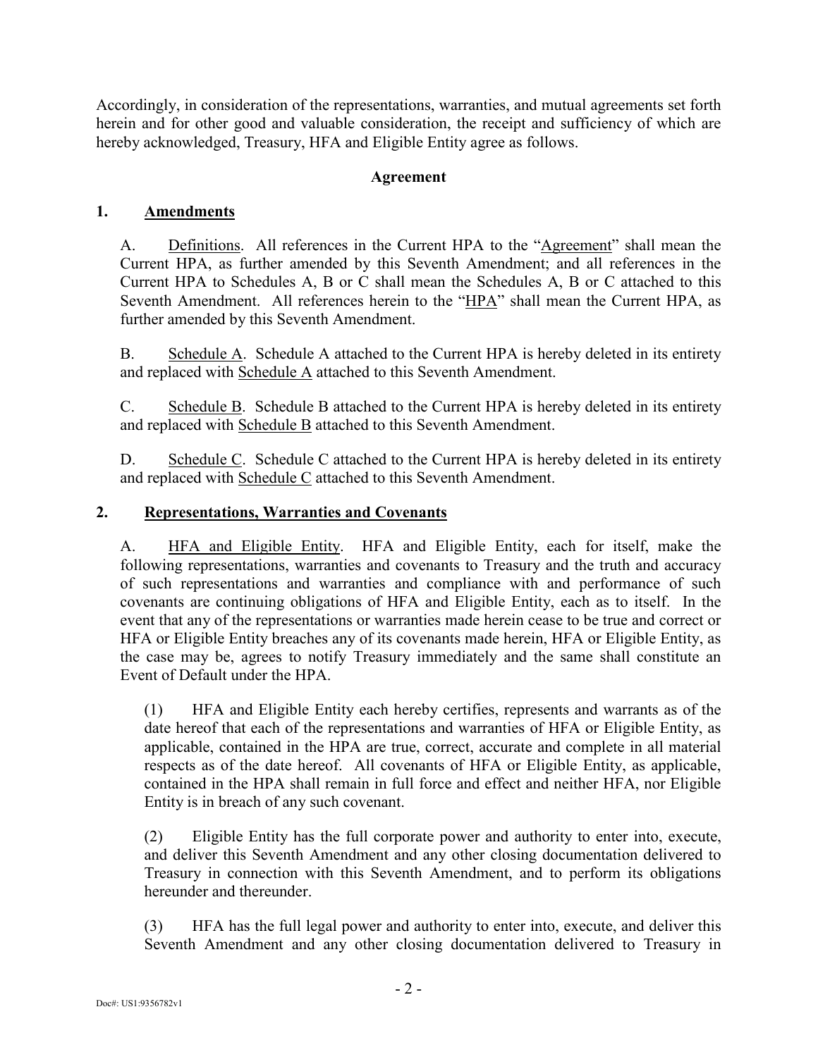Accordingly, in consideration of the representations, warranties, and mutual agreements set forth herein and for other good and valuable consideration, the receipt and sufficiency of which are hereby acknowledged, Treasury, HFA and Eligible Entity agree as follows.

**Agreement**

## 1. Amendments

A. Definitions. All references in the Current HPA to the "Agreement" shall mean the Current HPA, as further amended by this Seventh Amendment; and all references in the Current HPA to Schedules A, B or C shall mean the Schedules A, B or C attached to this Seventh Amendment. All references herein to the "HPA" shall mean the Current HPA, as further amended by this Seventh Amendment.

B. Schedule A. Schedule A attached to the Current HPA is hereby deleted in its entirety and replaced with Schedule A attached to this Seventh Amendment.

C. Schedule B. Schedule B attached to the Current HPA is hereby deleted in its entirety and replaced with Schedule B attached to this Seventh Amendment.

D. Schedule C. Schedule C attached to the Current HPA is hereby deleted in its entirety and replaced with Schedule C attached to this Seventh Amendment.

## 2. Representations, Warranties and Covenants

A. HFA and Eligible Entity. HFA and Eligible Entity, each for itself, make the following representations, warranties and covenants to Treasury and the truth and accuracy of such representations and warranties and compliance with and performance of such covenants are continuing obligations of HFA and Eligible Entity, each as to itself. In the event that any of the representations or warranties made herein cease to be true and correct or HFA or Eligible Entity breaches any of its covenants made herein, HFA or Eligible Entity, as the case may be, agrees to notify Treasury immediately and the same shall constitute an Event of Default under the HPA.

(1) HFA and Eligible Entity each hereby certifies, represents and warrants as of the date hereof that each of the representations and warranties of HFA or Eligible Entity, as applicable, contained in the HPA are true, correct, accurate and complete in all material respects as of the date hereof. All covenants of HFA or Eligible Entity, as applicable, contained in the HPA shall remain in full force and effect and neither HFA, nor Eligible Entity is in breach of any such covenant.

(2) Eligible Entity has the full corporate power and authority to enter into, execute, and deliver this Seventh Amendment and any other closing documentation delivered to Treasury in connection with this Seventh Amendment, and to perform its obligations hereunder and thereunder.

(3) HFA has the full legal power and authority to enter into, execute, and deliver this Seventh Amendment and any other closing documentation delivered to Treasury in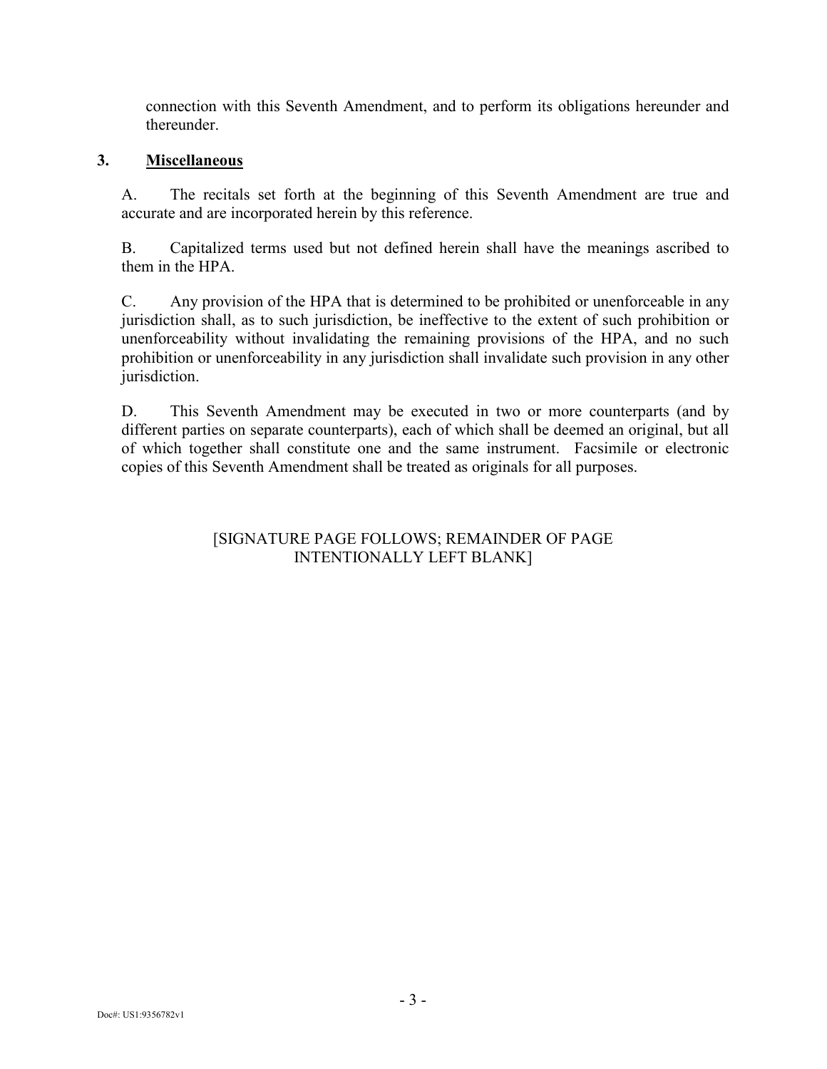connection with this Seventh Amendment, and to perform its obligations hereunder and thereunder.

### 3. <u>Miscellaneous</u>

A. The recitals set forth at the beginning of this Seventh Amendment are true and accurate and are incorporated herein by this reference.

B. Capitalized terms used but not defined herein shall have the meanings ascribed to them in the HPA.

C. Any provision of the HPA that is determined to be prohibited or unenforceable in any jurisdiction shall, as to such jurisdiction, be ineffective to the extent of such prohibition or unenforceability without invalidating the remaining provisions of the HPA, and no such prohibition or unenforceability in any jurisdiction shall invalidate such provision in any other jurisdiction.

D. This Seventh Amendment may be executed in two or more counterparts (and by different parties on separate counterparts), each of which shall be deemed an original, but all of which together shall constitute one and the same instrument. Facsimile or electronic copies of this Seventh Amendment shall be treated as originals for all purposes.

[SIGNATURE PAGE FOLLOWS; REMAINDER OF PAGE INTENTIONALLY LEFT BLANK]

Doc#: US1:9356782v1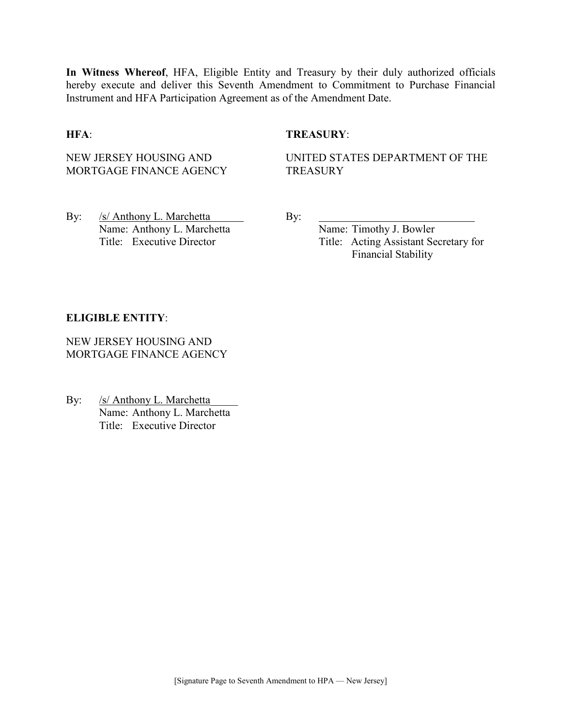**In Witness Whereof**, HFA, Eligible Entity and Treasury by their duly authorized officials hereby execute and deliver this Seventh Amendment to Commitment to Purchase Financial Instrument and HFA Participation Agreement as of the Amendment Date.

**HFA**:

NEW JERSEY HOUSING AND MORTGAGE FINANCE AGENCY

By: /s/ Anthony L. Marchetta
Name: Anthony L. Marchetta
Title: Executive Director

**TREASURY**:

UNITED STATES DEPARTMENT OF THE TREASURY

By: ______________________________
Name: Timothy J. Bowler
Title: Acting Assistant Secretary for Financial Stability

**ELIGIBLE ENTITY**:

NEW JERSEY HOUSING AND MORTGAGE FINANCE AGENCY

By: /s/ Anthony L. Marchetta
Name: Anthony L. Marchetta
Title: Executive Director

[Signature Page to Seventh Amendment to HPA — New Jersey]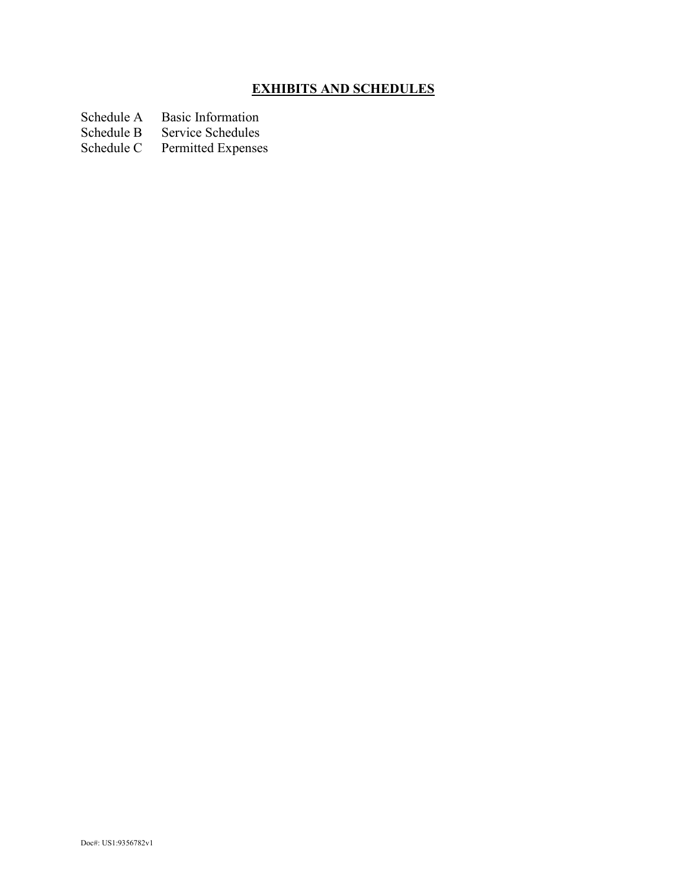## **EXHIBITS AND SCHEDULES**

Schedule A Basic Information
Schedule B Service Schedules
Schedule C Permitted Expenses

Doc#: US1:9356782v1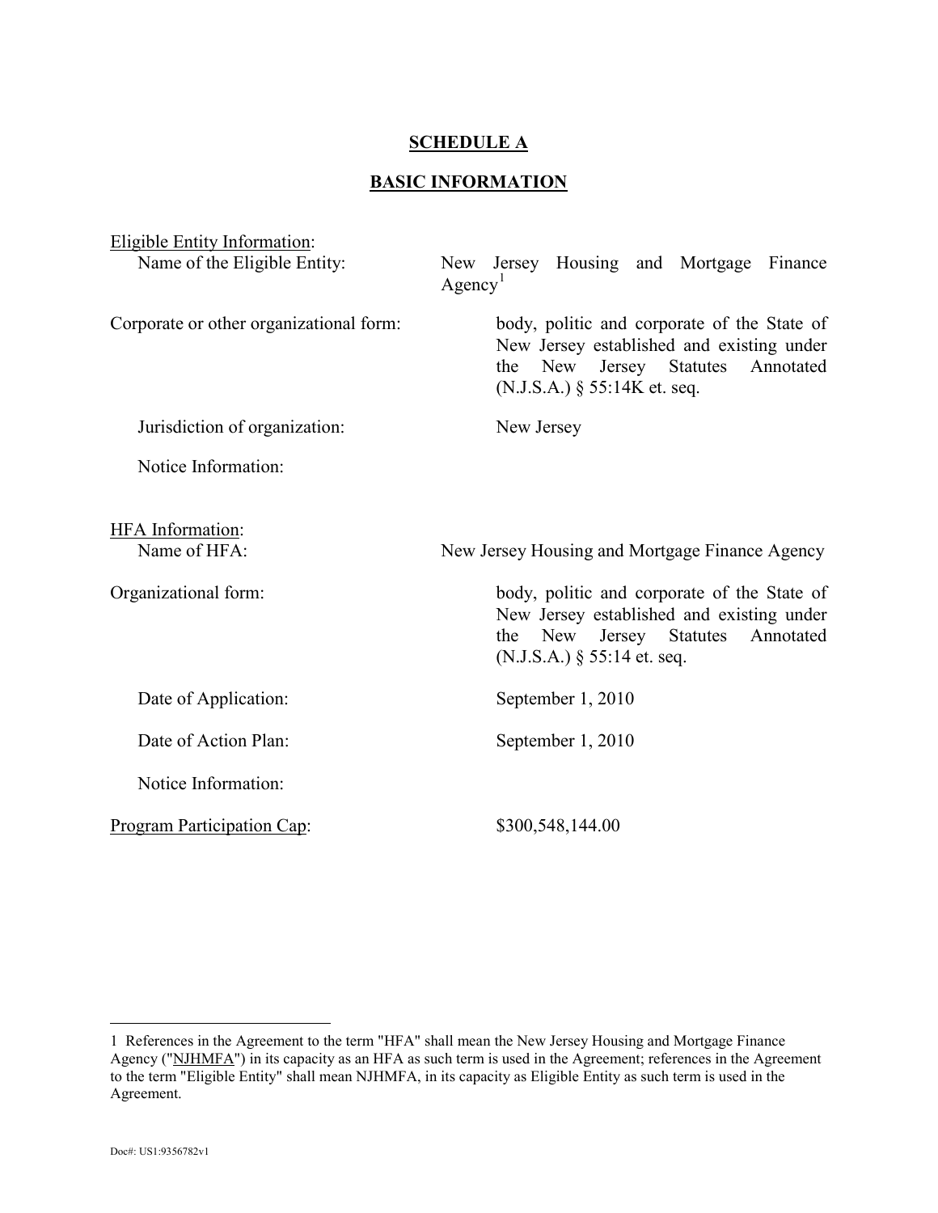**SCHEDULE A**

**BASIC INFORMATION**

Eligible Entity Information:

| | |
|---|---|
| Name of the Eligible Entity: | New Jersey Housing and Mortgage Finance Agency[1] |
| Corporate or other organizational form: | body, politic and corporate of the State of New Jersey established and existing under the New Jersey Statutes Annotated (N.J.S.A.) § 55:14K et. seq. |
| Jurisdiction of organization: | New Jersey |
| Notice Information: | |

HFA Information:

| | |
|---|---|
| Name of HFA: | New Jersey Housing and Mortgage Finance Agency |
| Organizational form: | body, politic and corporate of the State of New Jersey established and existing under the New Jersey Statutes Annotated (N.J.S.A.) § 55:14 et. seq. |
| Date of Application: | September 1, 2010 |
| Date of Action Plan: | September 1, 2010 |
| Notice Information: | |

Program Participation Cap: $300,548,144.00

---

1 References in the Agreement to the term "HFA" shall mean the New Jersey Housing and Mortgage Finance Agency ("NJHMFA") in its capacity as an HFA as such term is used in the Agreement; references in the Agreement to the term "Eligible Entity" shall mean NJHMFA, in its capacity as Eligible Entity as such term is used in the Agreement.

Doc#: US1:9356782v1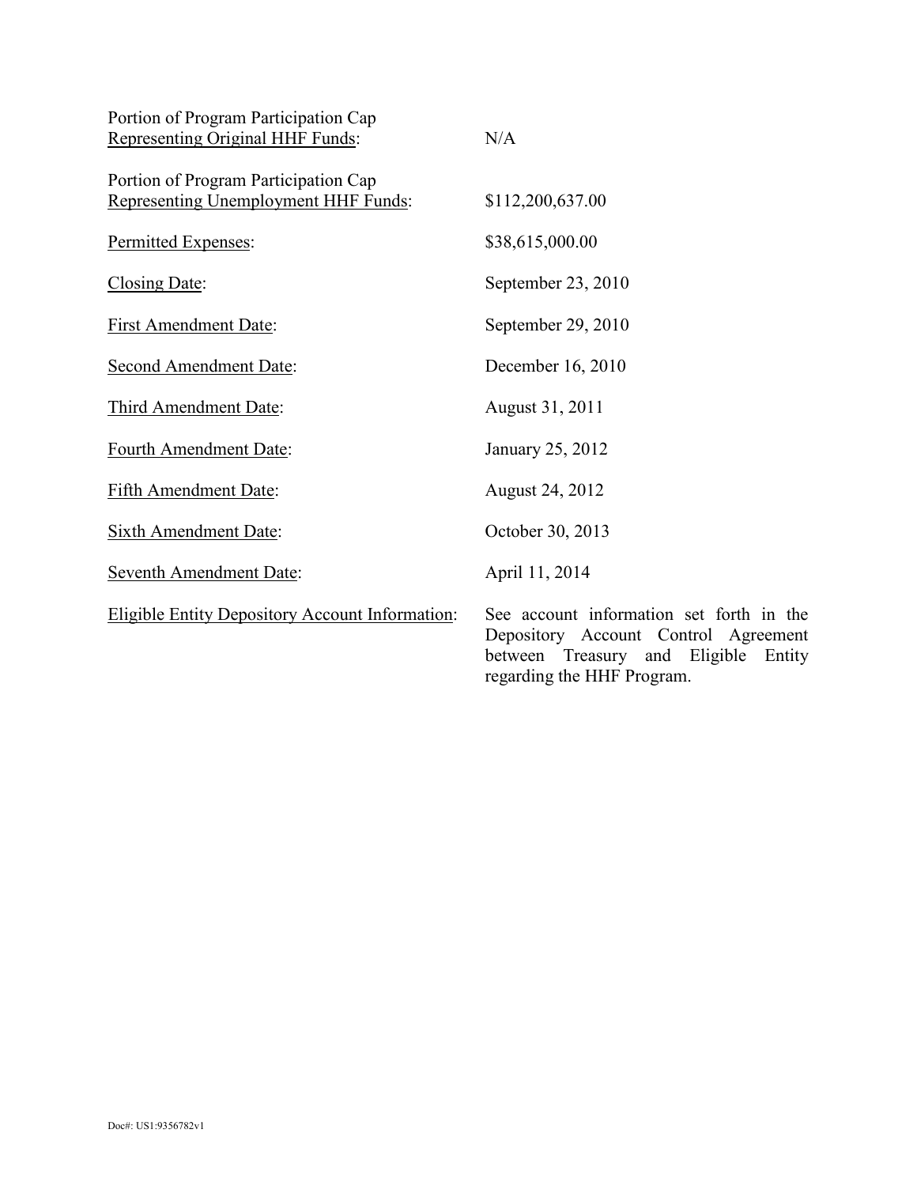| | |
|---|---|
| Portion of Program Participation Cap <u>Representing Original HHF Funds</u>: | N/A |
| Portion of Program Participation Cap <u>Representing Unemployment HHF Funds</u>: | $112,200,637.00 |
| <u>Permitted Expenses</u>: | $38,615,000.00 |
| <u>Closing Date</u>: | September 23, 2010 |
| <u>First Amendment Date</u>: | September 29, 2010 |
| <u>Second Amendment Date</u>: | December 16, 2010 |
| <u>Third Amendment Date</u>: | August 31, 2011 |
| <u>Fourth Amendment Date</u>: | January 25, 2012 |
| <u>Fifth Amendment Date</u>: | August 24, 2012 |
| <u>Sixth Amendment Date</u>: | October 30, 2013 |
| <u>Seventh Amendment Date</u>: | April 11, 2014 |
| <u>Eligible Entity Depository Account Information</u>: | See account information set forth in the Depository Account Control Agreement between Treasury and Eligible Entity regarding the HHF Program. |

Doc#: US1:9356782v1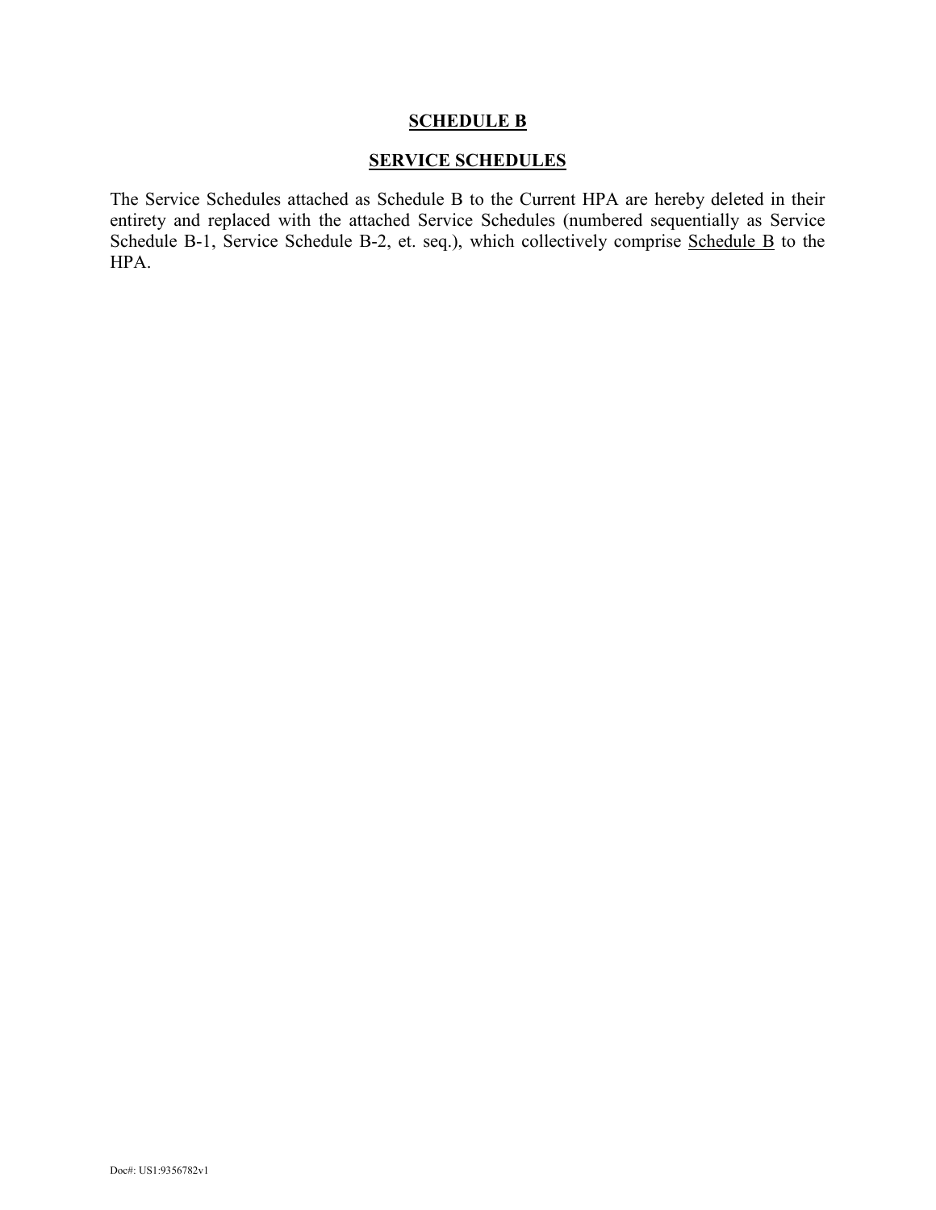# **SCHEDULE B**

## **SERVICE SCHEDULES**

The Service Schedules attached as Schedule B to the Current HPA are hereby deleted in their entirety and replaced with the attached Service Schedules (numbered sequentially as Service Schedule B-1, Service Schedule B-2, et. seq.), which collectively comprise Schedule B to the HPA.

Doc#: US1:9356782v1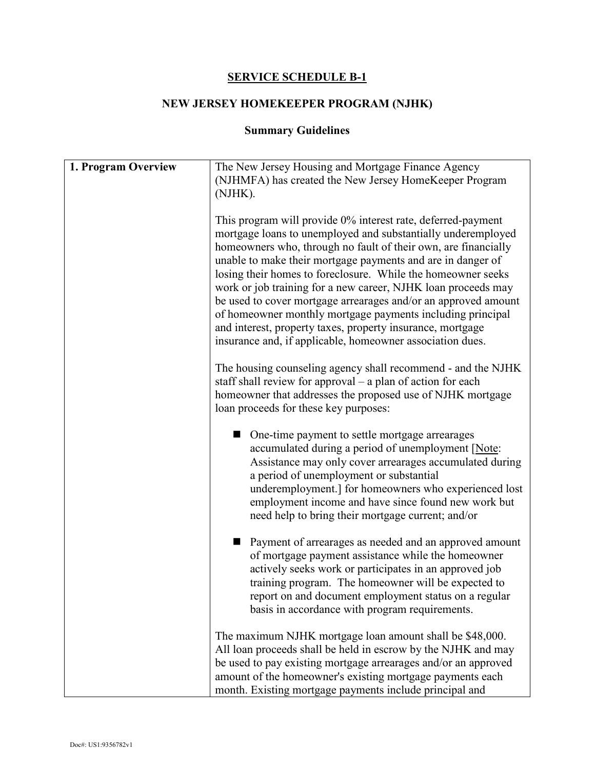# SERVICE SCHEDULE B-1

## NEW JERSEY HOMEKEEPER PROGRAM (NJHK)

### Summary Guidelines

| | |
|---|---|
| **1. Program Overview** | The New Jersey Housing and Mortgage Finance Agency (NJHMFA) has created the New Jersey HomeKeeper Program (NJHK).<br><br>This program will provide 0% interest rate, deferred-payment mortgage loans to unemployed and substantially underemployed homeowners who, through no fault of their own, are financially unable to make their mortgage payments and are in danger of losing their homes to foreclosure. While the homeowner seeks work or job training for a new career, NJHK loan proceeds may be used to cover mortgage arrearages and/or an approved amount of homeowner monthly mortgage payments including principal and interest, property taxes, property insurance, mortgage insurance and, if applicable, homeowner association dues.<br><br>The housing counseling agency shall recommend - and the NJHK staff shall review for approval – a plan of action for each homeowner that addresses the proposed use of NJHK mortgage loan proceeds for these key purposes:<br><br>■ One-time payment to settle mortgage arrearages accumulated during a period of unemployment [Note: Assistance may only cover arrearages accumulated during a period of unemployment or substantial underemployment.] for homeowners who experienced lost employment income and have since found new work but need help to bring their mortgage current; and/or<br><br>■ Payment of arrearages as needed and an approved amount of mortgage payment assistance while the homeowner actively seeks work or participates in an approved job training program. The homeowner will be expected to report on and document employment status on a regular basis in accordance with program requirements.<br><br>The maximum NJHK mortgage loan amount shall be $48,000. All loan proceeds shall be held in escrow by the NJHK and may be used to pay existing mortgage arrearages and/or an approved amount of the homeowner's existing mortgage payments each month. Existing mortgage payments include principal and |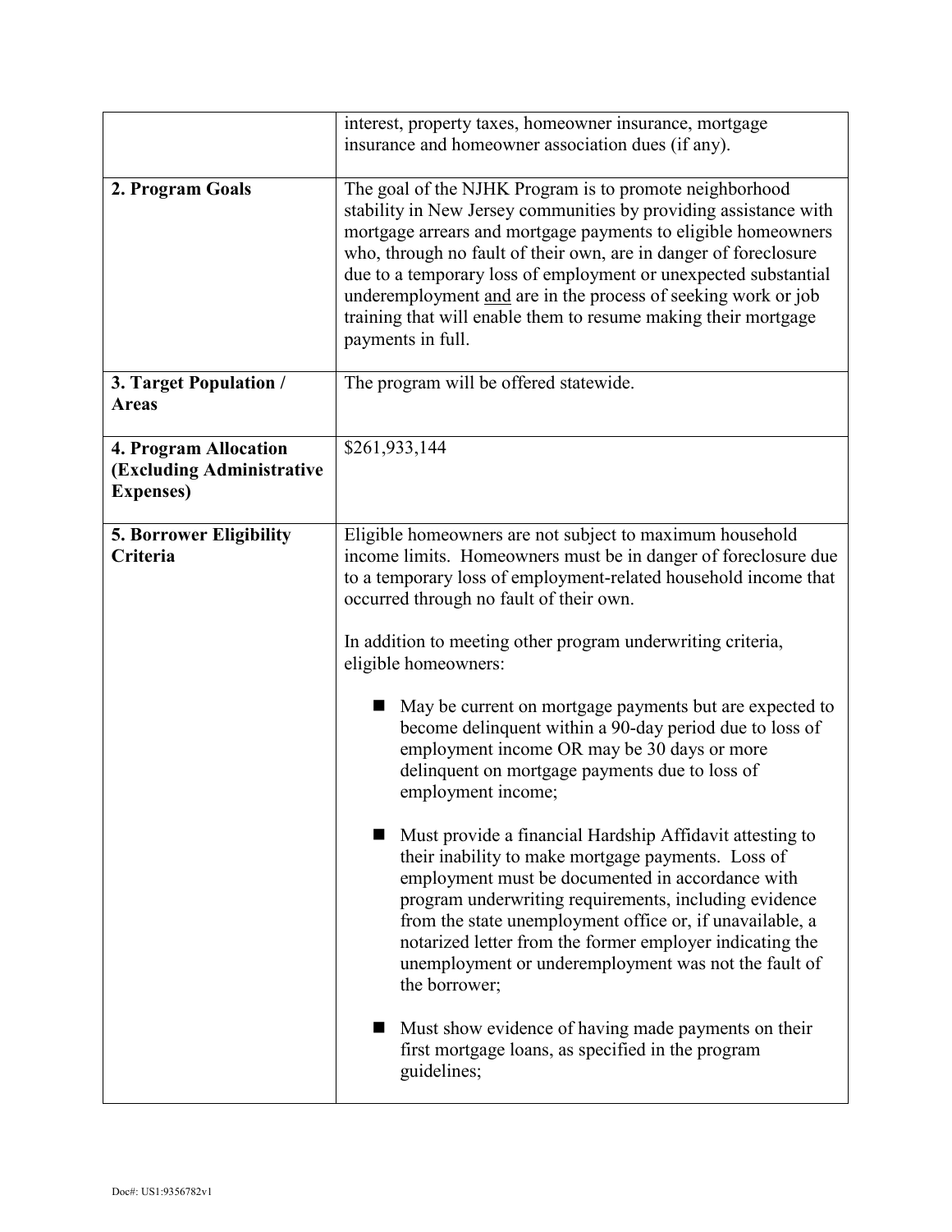| | |
|---|---|
| | interest, property taxes, homeowner insurance, mortgage insurance and homeowner association dues (if any). |
| **2. Program Goals** | The goal of the NJHK Program is to promote neighborhood stability in New Jersey communities by providing assistance with mortgage arrears and mortgage payments to eligible homeowners who, through no fault of their own, are in danger of foreclosure due to a temporary loss of employment or unexpected substantial underemployment <u>and</u> are in the process of seeking work or job training that will enable them to resume making their mortgage payments in full. |
| **3. Target Population / Areas** | The program will be offered statewide. |
| **4. Program Allocation (Excluding Administrative Expenses)** | \$261,933,144 |
| **5. Borrower Eligibility Criteria** | Eligible homeowners are not subject to maximum household income limits. Homeowners must be in danger of foreclosure due to a temporary loss of employment-related household income that occurred through no fault of their own.<br><br>In addition to meeting other program underwriting criteria, eligible homeowners:<br><br>■ May be current on mortgage payments but are expected to become delinquent within a 90-day period due to loss of employment income OR may be 30 days or more delinquent on mortgage payments due to loss of employment income;<br><br>■ Must provide a financial Hardship Affidavit attesting to their inability to make mortgage payments. Loss of employment must be documented in accordance with program underwriting requirements, including evidence from the state unemployment office or, if unavailable, a notarized letter from the former employer indicating the unemployment or underemployment was not the fault of the borrower;<br><br>■ Must show evidence of having made payments on their first mortgage loans, as specified in the program guidelines; |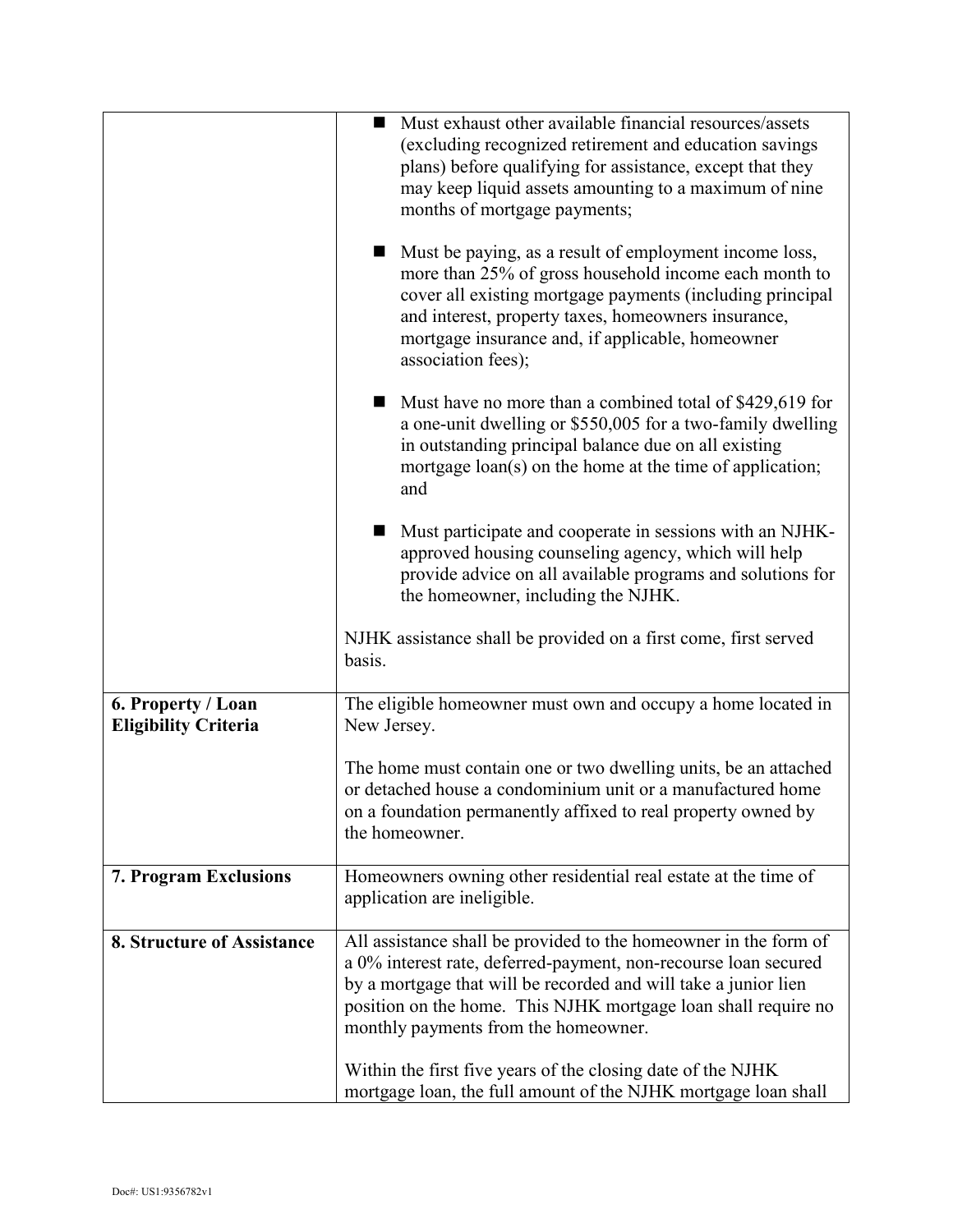| | |
|---|---|
| | ■ Must exhaust other available financial resources/assets (excluding recognized retirement and education savings plans) before qualifying for assistance, except that they may keep liquid assets amounting to a maximum of nine months of mortgage payments;<br><br>■ Must be paying, as a result of employment income loss, more than 25% of gross household income each month to cover all existing mortgage payments (including principal and interest, property taxes, homeowners insurance, mortgage insurance and, if applicable, homeowner association fees);<br><br>■ Must have no more than a combined total of $429,619 for a one-unit dwelling or $550,005 for a two-family dwelling in outstanding principal balance due on all existing mortgage loan(s) on the home at the time of application; and<br><br>■ Must participate and cooperate in sessions with an NJHK-approved housing counseling agency, which will help provide advice on all available programs and solutions for the homeowner, including the NJHK.<br><br>NJHK assistance shall be provided on a first come, first served basis. |
| **6. Property / Loan Eligibility Criteria** | The eligible homeowner must own and occupy a home located in New Jersey.<br><br>The home must contain one or two dwelling units, be an attached or detached house a condominium unit or a manufactured home on a foundation permanently affixed to real property owned by the homeowner. |
| **7. Program Exclusions** | Homeowners owning other residential real estate at the time of application are ineligible. |
| **8. Structure of Assistance** | All assistance shall be provided to the homeowner in the form of a 0% interest rate, deferred-payment, non-recourse loan secured by a mortgage that will be recorded and will take a junior lien position on the home. This NJHK mortgage loan shall require no monthly payments from the homeowner.<br><br>Within the first five years of the closing date of the NJHK mortgage loan, the full amount of the NJHK mortgage loan shall |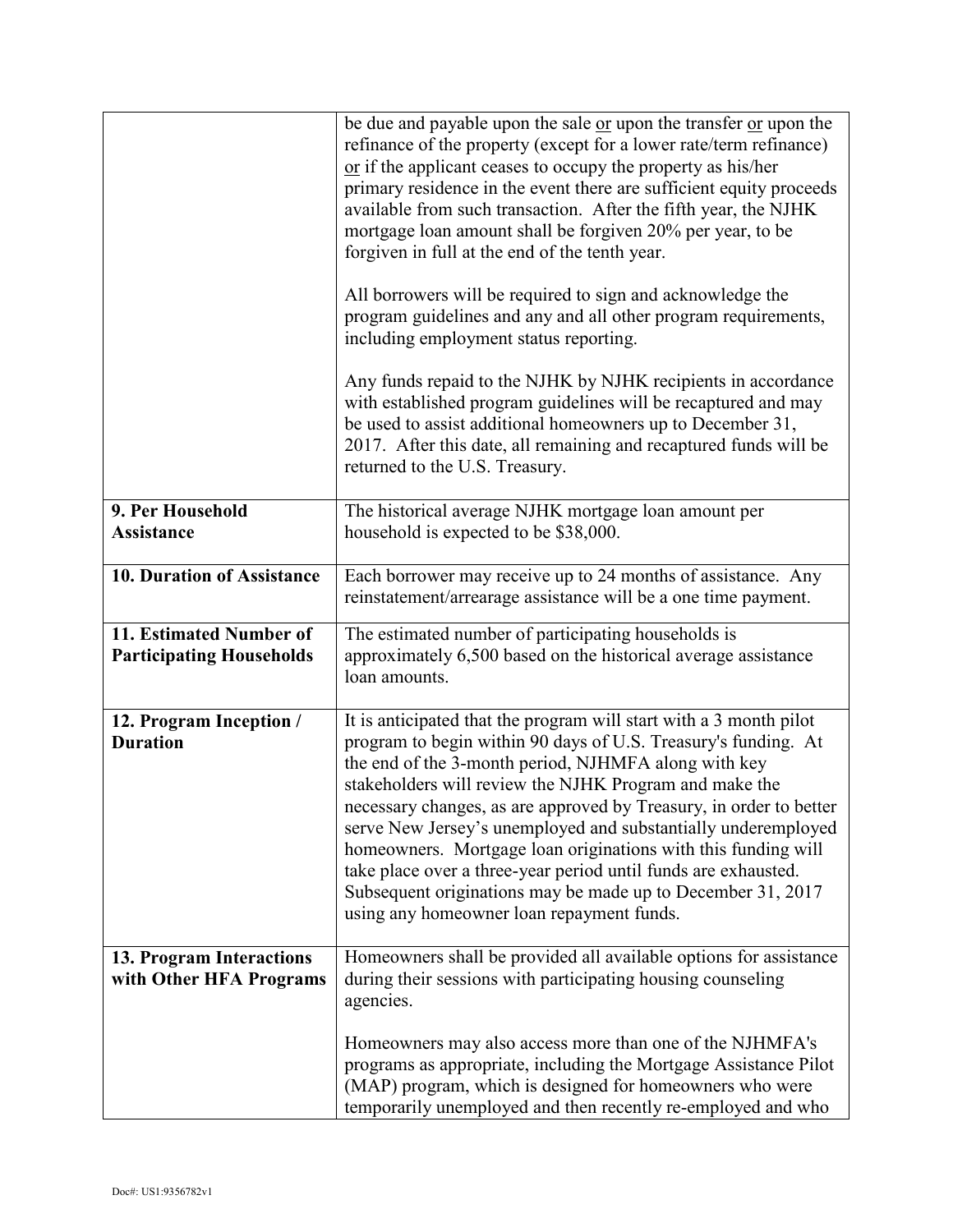| | |
|---|---|
| | be due and payable upon the sale or upon the transfer or upon the refinance of the property (except for a lower rate/term refinance) or if the applicant ceases to occupy the property as his/her primary residence in the event there are sufficient equity proceeds available from such transaction. After the fifth year, the NJHK mortgage loan amount shall be forgiven 20% per year, to be forgiven in full at the end of the tenth year.<br><br>All borrowers will be required to sign and acknowledge the program guidelines and any and all other program requirements, including employment status reporting.<br><br>Any funds repaid to the NJHK by NJHK recipients in accordance with established program guidelines will be recaptured and may be used to assist additional homeowners up to December 31, 2017. After this date, all remaining and recaptured funds will be returned to the U.S. Treasury. |
| **9. Per Household Assistance** | The historical average NJHK mortgage loan amount per household is expected to be $38,000. |
| **10. Duration of Assistance** | Each borrower may receive up to 24 months of assistance. Any reinstatement/arrearage assistance will be a one time payment. |
| **11. Estimated Number of Participating Households** | The estimated number of participating households is approximately 6,500 based on the historical average assistance loan amounts. |
| **12. Program Inception / Duration** | It is anticipated that the program will start with a 3 month pilot program to begin within 90 days of U.S. Treasury's funding. At the end of the 3-month period, NJHMFA along with key stakeholders will review the NJHK Program and make the necessary changes, as are approved by Treasury, in order to better serve New Jersey's unemployed and substantially underemployed homeowners. Mortgage loan originations with this funding will take place over a three-year period until funds are exhausted. Subsequent originations may be made up to December 31, 2017 using any homeowner loan repayment funds. |
| **13. Program Interactions with Other HFA Programs** | Homeowners shall be provided all available options for assistance during their sessions with participating housing counseling agencies.<br><br>Homeowners may also access more than one of the NJHMFA's programs as appropriate, including the Mortgage Assistance Pilot (MAP) program, which is designed for homeowners who were temporarily unemployed and then recently re-employed and who |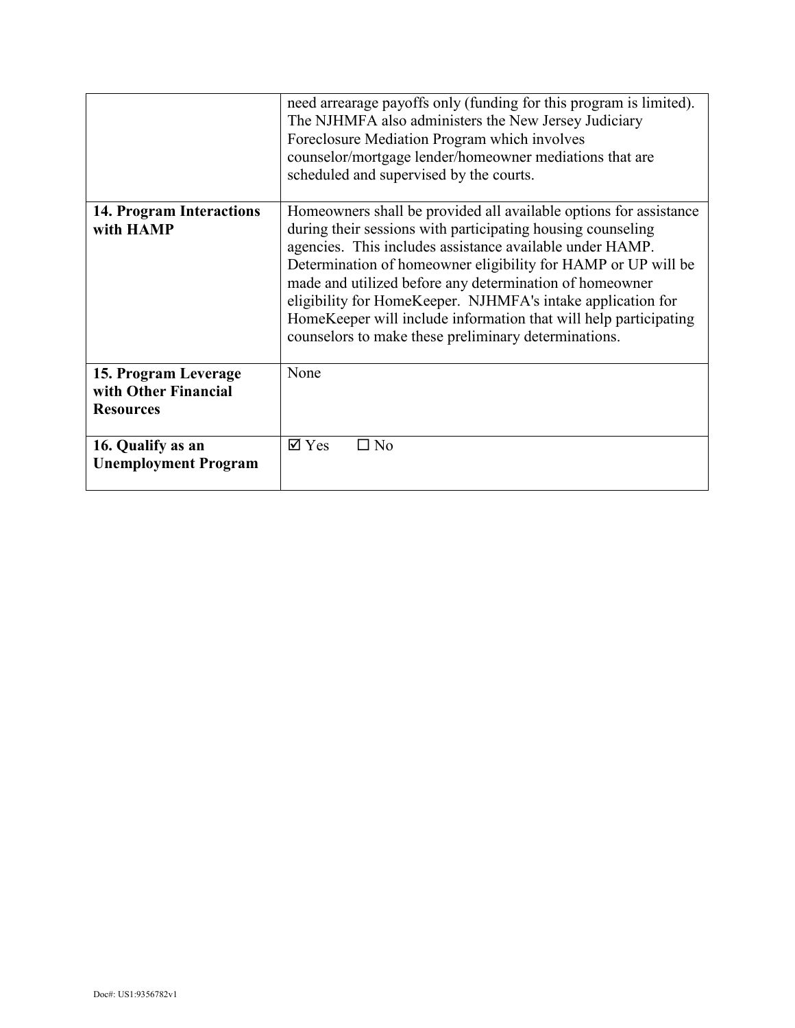| | |
|---|---|
| | need arrearage payoffs only (funding for this program is limited). The NJHMFA also administers the New Jersey Judiciary Foreclosure Mediation Program which involves counselor/mortgage lender/homeowner mediations that are scheduled and supervised by the courts. |
| **14. Program Interactions with HAMP** | Homeowners shall be provided all available options for assistance during their sessions with participating housing counseling agencies. This includes assistance available under HAMP. Determination of homeowner eligibility for HAMP or UP will be made and utilized before any determination of homeowner eligibility for HomeKeeper. NJHMFA's intake application for HomeKeeper will include information that will help participating counselors to make these preliminary determinations. |
| **15. Program Leverage with Other Financial Resources** | None |
| **16. Qualify as an Unemployment Program** | ☑ Yes ☐ No |

Doc#: US1:9356782v1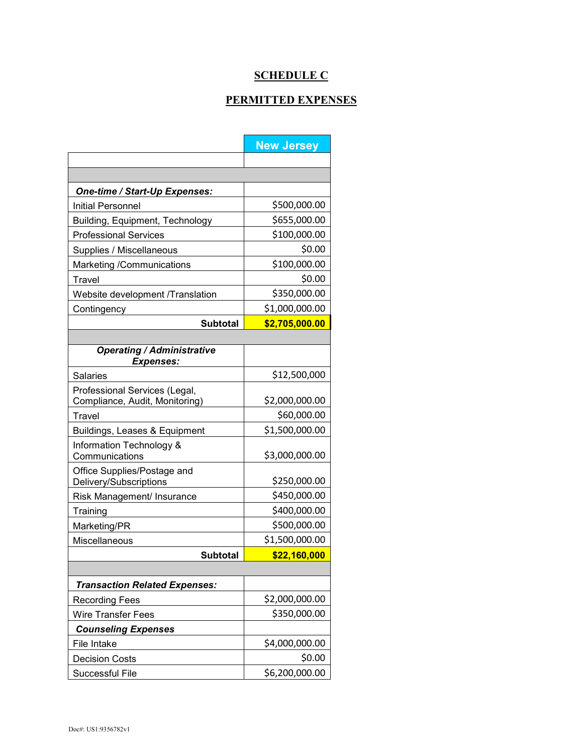## SCHEDULE C

## PERMITTED EXPENSES

| | New Jersey |
|---|---|
| | |
| | |
| ***One-time / Start-Up Expenses:*** | |
| Initial Personnel | $500,000.00 |
| Building, Equipment, Technology | $655,000.00 |
| Professional Services | $100,000.00 |
| Supplies / Miscellaneous | $0.00 |
| Marketing /Communications | $100,000.00 |
| Travel | $0.00 |
| Website development /Translation | $350,000.00 |
| Contingency | $1,000,000.00 |
| **Subtotal** | **$2,705,000.00** |
| | |
| ***Operating / Administrative Expenses:*** | |
| Salaries | $12,500,000 |
| Professional Services (Legal, Compliance, Audit, Monitoring) | $2,000,000.00 |
| Travel | $60,000.00 |
| Buildings, Leases & Equipment | $1,500,000.00 |
| Information Technology & Communications | $3,000,000.00 |
| Office Supplies/Postage and Delivery/Subscriptions | $250,000.00 |
| Risk Management/ Insurance | $450,000.00 |
| Training | $400,000.00 |
| Marketing/PR | $500,000.00 |
| Miscellaneous | $1,500,000.00 |
| **Subtotal** | **$22,160,000** |
| | |
| ***Transaction Related Expenses:*** | |
| Recording Fees | $2,000,000.00 |
| Wire Transfer Fees | $350,000.00 |
| ***Counseling Expenses*** | |
| File Intake | $4,000,000.00 |
| Decision Costs | $0.00 |
| Successful File | $6,200,000.00 |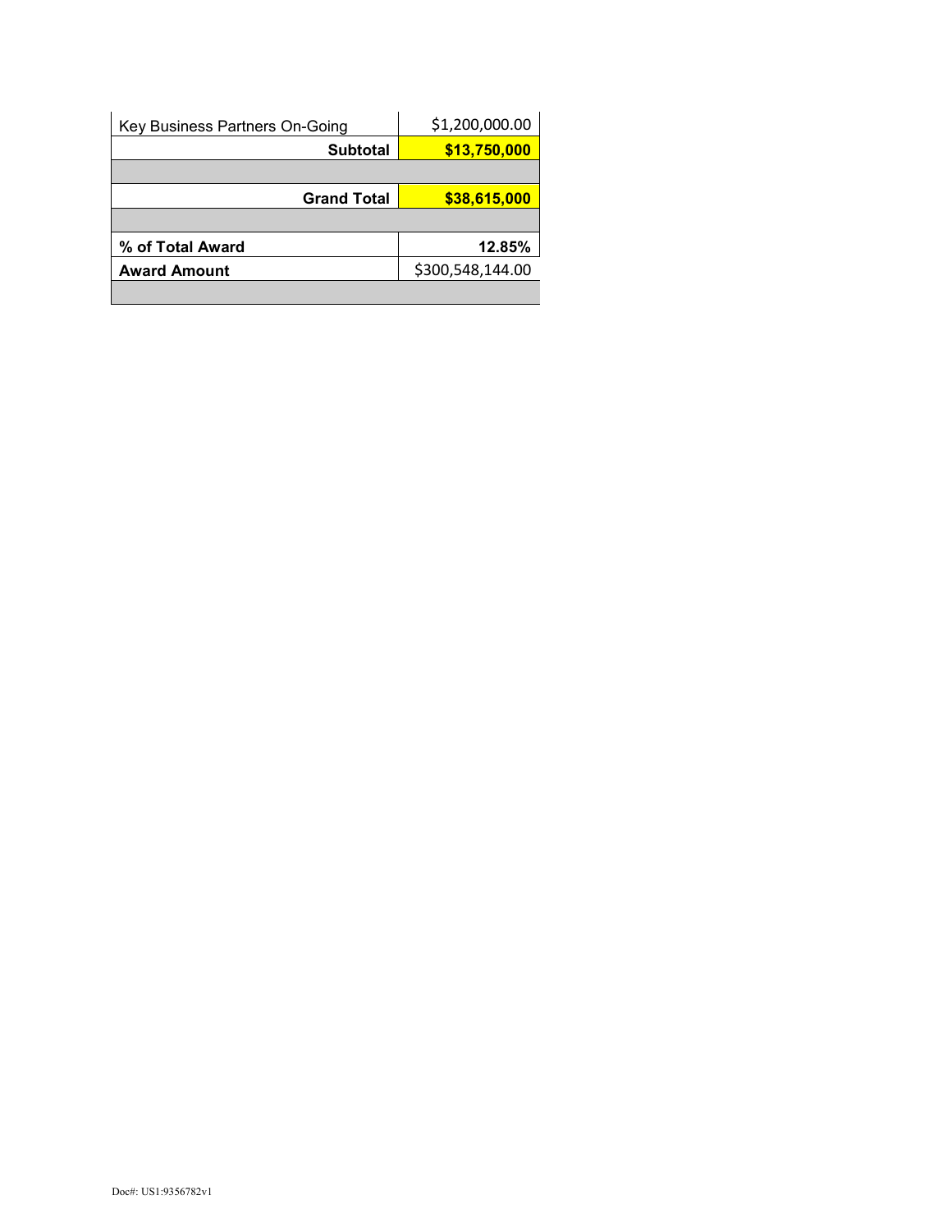| | |
|---|---|
| Key Business Partners On-Going | $1,200,000.00 |
| **Subtotal** | **$13,750,000** |
| | |
| **Grand Total** | **$38,615,000** |
| | |
| **% of Total Award** | **12.85%** |
| **Award Amount** | $300,548,144.00 |
| | |

Doc#: US1:9356782v1